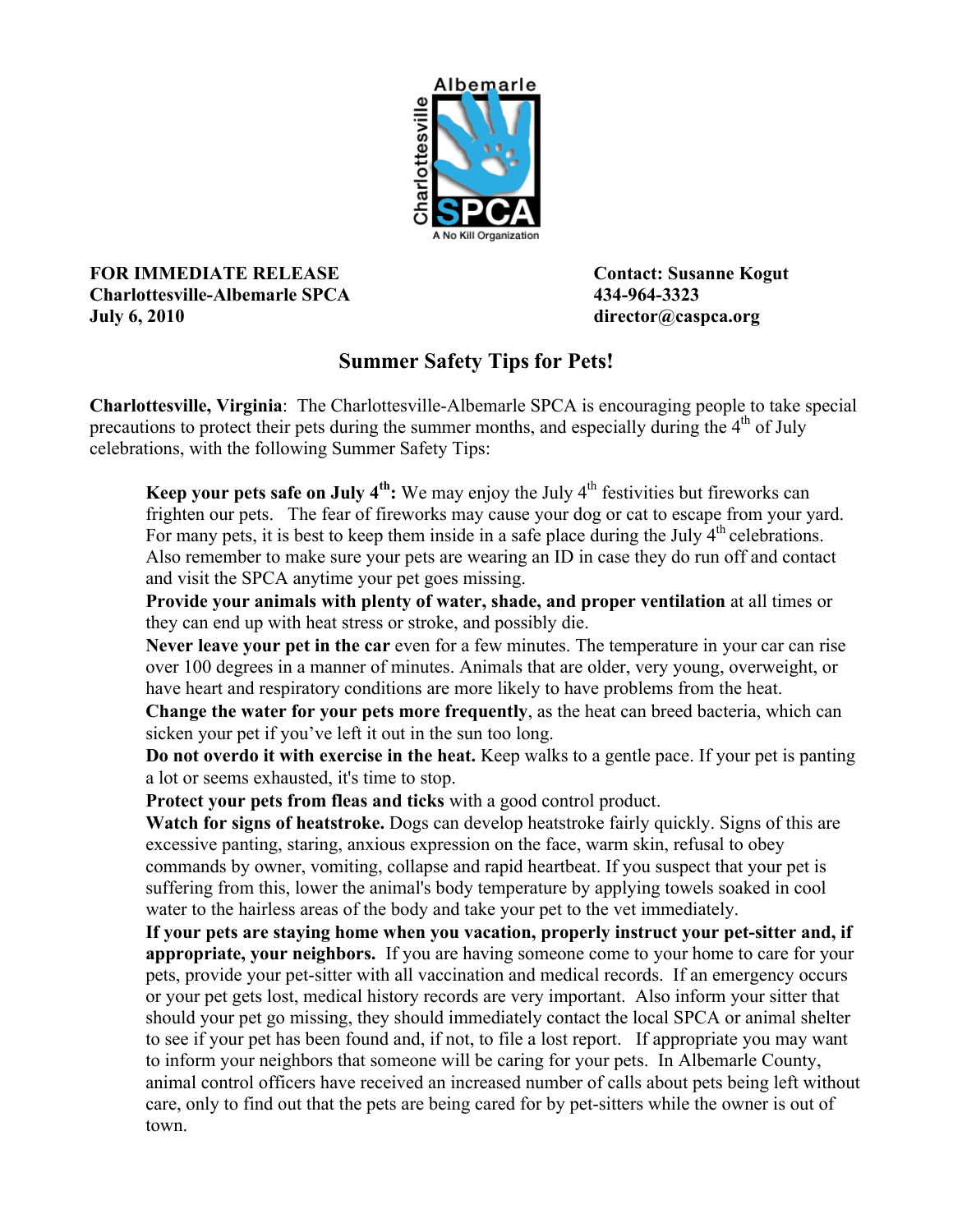**FOR IMMEDIATE RELEASE**
**Charlottesville-Albemarle SPCA**
**July 6, 2010**

**Contact: Susanne Kogut**
**434-964-3323**
**director@caspca.org**

## Summer Safety Tips for Pets!

**Charlottesville, Virginia**: The Charlottesville-Albemarle SPCA is encouraging people to take special precautions to protect their pets during the summer months, and especially during the 4th of July celebrations, with the following Summer Safety Tips:

**Keep your pets safe on July 4th:** We may enjoy the July 4th festivities but fireworks can frighten our pets. The fear of fireworks may cause your dog or cat to escape from your yard. For many pets, it is best to keep them inside in a safe place during the July 4th celebrations. Also remember to make sure your pets are wearing an ID in case they do run off and contact and visit the SPCA anytime your pet goes missing.

**Provide your animals with plenty of water, shade, and proper ventilation** at all times or they can end up with heat stress or stroke, and possibly die.

**Never leave your pet in the car** even for a few minutes. The temperature in your car can rise over 100 degrees in a manner of minutes. Animals that are older, very young, overweight, or have heart and respiratory conditions are more likely to have problems from the heat.

**Change the water for your pets more frequently**, as the heat can breed bacteria, which can sicken your pet if you've left it out in the sun too long.

**Do not overdo it with exercise in the heat.** Keep walks to a gentle pace. If your pet is panting a lot or seems exhausted, it's time to stop.

**Protect your pets from fleas and ticks** with a good control product.

**Watch for signs of heatstroke.** Dogs can develop heatstroke fairly quickly. Signs of this are excessive panting, staring, anxious expression on the face, warm skin, refusal to obey commands by owner, vomiting, collapse and rapid heartbeat. If you suspect that your pet is suffering from this, lower the animal's body temperature by applying towels soaked in cool water to the hairless areas of the body and take your pet to the vet immediately.

**If your pets are staying home when you vacation, properly instruct your pet-sitter and, if appropriate, your neighbors.** If you are having someone come to your home to care for your pets, provide your pet-sitter with all vaccination and medical records. If an emergency occurs or your pet gets lost, medical history records are very important. Also inform your sitter that should your pet go missing, they should immediately contact the local SPCA or animal shelter to see if your pet has been found and, if not, to file a lost report. If appropriate you may want to inform your neighbors that someone will be caring for your pets. In Albemarle County, animal control officers have received an increased number of calls about pets being left without care, only to find out that the pets are being cared for by pet-sitters while the owner is out of town.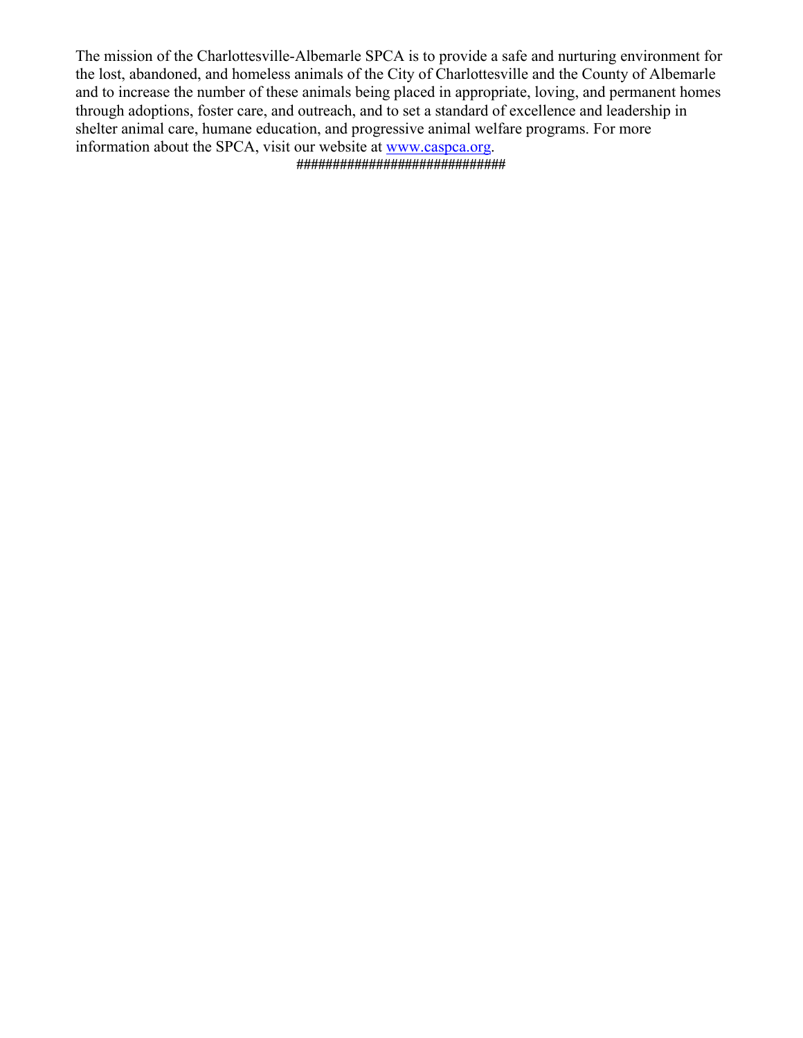The mission of the Charlottesville-Albemarle SPCA is to provide a safe and nurturing environment for the lost, abandoned, and homeless animals of the City of Charlottesville and the County of Albemarle and to increase the number of these animals being placed in appropriate, loving, and permanent homes through adoptions, foster care, and outreach, and to set a standard of excellence and leadership in shelter animal care, humane education, and progressive animal welfare programs. For more information about the SPCA, visit our website at www.caspca.org.

##############################